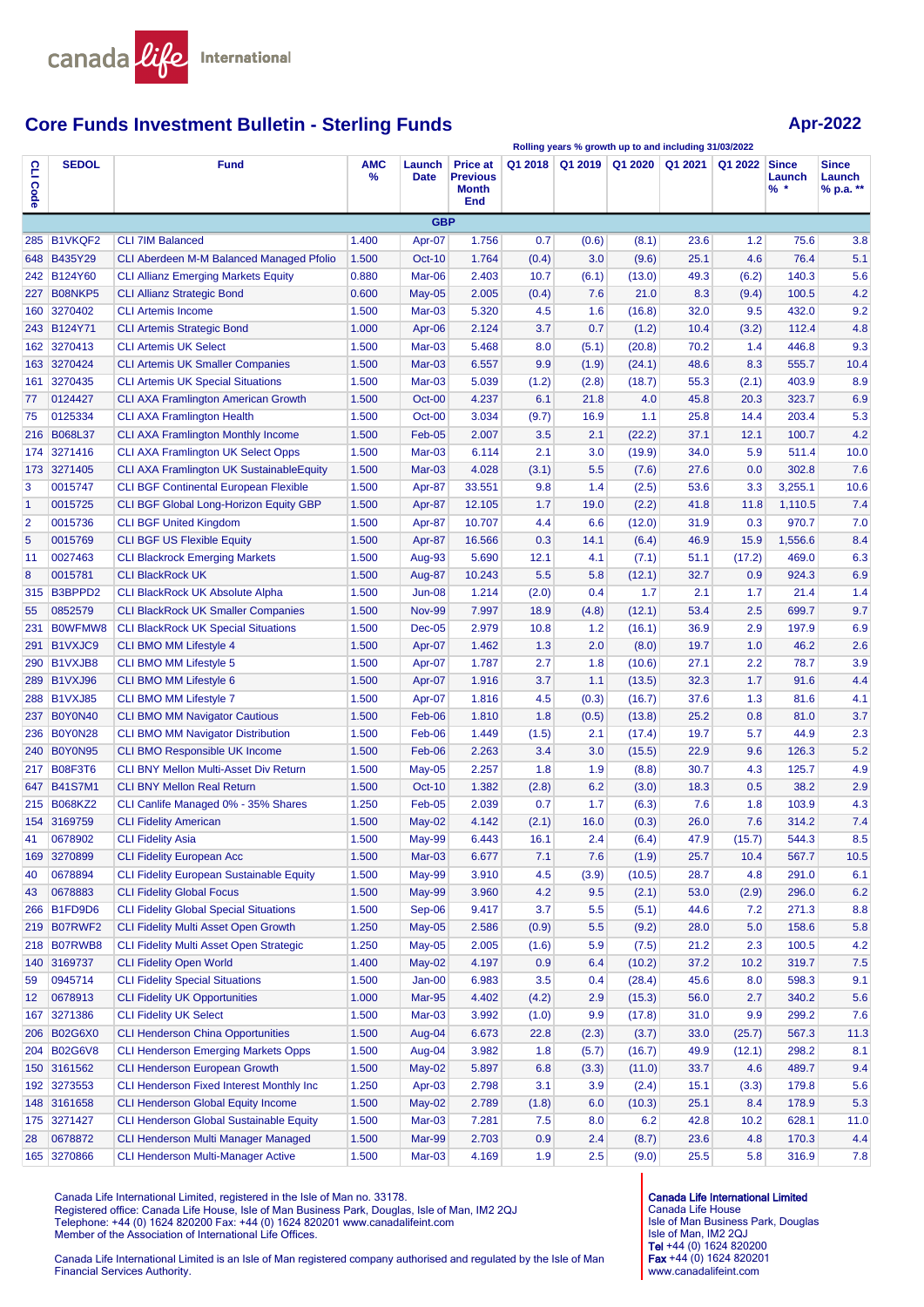canada life International

# Core Funds Investment Bulletin - Sterling Funds

**Apr-2022**

| CLI Code | SEDOL | Fund | AMC % | Launch Date | Price at Previous Month End | Q1 2018 | Q1 2019 | Q1 2020 | Q1 2021 | Q1 2022 | Since Launch % * | Since Launch % p.a. ** |
|---|---|---|---|---|---|---|---|---|---|---|---|---|
| | | | | | | Rolling years % growth up to and including 31/03/2022 | | | | | | |
| | | **GBP** | | | | | | | | | | |
| 285 | B1VKQF2 | CLI 7IM Balanced | 1.400 | Apr-07 | 1.756 | 0.7 | (0.6) | (8.1) | 23.6 | 1.2 | 75.6 | 3.8 |
| 648 | B435Y29 | CLI Aberdeen M-M Balanced Managed Pfolio | 1.500 | Oct-10 | 1.764 | (0.4) | 3.0 | (9.6) | 25.1 | 4.6 | 76.4 | 5.1 |
| 242 | B124Y60 | CLI Allianz Emerging Markets Equity | 0.880 | Mar-06 | 2.403 | 10.7 | (6.1) | (13.0) | 49.3 | (6.2) | 140.3 | 5.6 |
| 227 | B08NKP5 | CLI Allianz Strategic Bond | 0.600 | May-05 | 2.005 | (0.4) | 7.6 | 21.0 | 8.3 | (9.4) | 100.5 | 4.2 |
| 160 | 3270402 | CLI Artemis Income | 1.500 | Mar-03 | 5.320 | 4.5 | 1.6 | (16.8) | 32.0 | 9.5 | 432.0 | 9.2 |
| 243 | B124Y71 | CLI Artemis Strategic Bond | 1.000 | Apr-06 | 2.124 | 3.7 | 0.7 | (1.2) | 10.4 | (3.2) | 112.4 | 4.8 |
| 162 | 3270413 | CLI Artemis UK Select | 1.500 | Mar-03 | 5.468 | 8.0 | (5.1) | (20.8) | 70.2 | 1.4 | 446.8 | 9.3 |
| 163 | 3270424 | CLI Artemis UK Smaller Companies | 1.500 | Mar-03 | 6.557 | 9.9 | (1.9) | (24.1) | 48.6 | 8.3 | 555.7 | 10.4 |
| 161 | 3270435 | CLI Artemis UK Special Situations | 1.500 | Mar-03 | 5.039 | (1.2) | (2.8) | (18.7) | 55.3 | (2.1) | 403.9 | 8.9 |
| 77 | 0124427 | CLI AXA Framlington American Growth | 1.500 | Oct-00 | 4.237 | 6.1 | 21.8 | 4.0 | 45.8 | 20.3 | 323.7 | 6.9 |
| 75 | 0125334 | CLI AXA Framlington Health | 1.500 | Oct-00 | 3.034 | (9.7) | 16.9 | 1.1 | 25.8 | 14.4 | 203.4 | 5.3 |
| 216 | B068L37 | CLI AXA Framlington Monthly Income | 1.500 | Feb-05 | 2.007 | 3.5 | 2.1 | (22.2) | 37.1 | 12.1 | 100.7 | 4.2 |
| 174 | 3271416 | CLI AXA Framlington UK Select Opps | 1.500 | Mar-03 | 6.114 | 2.1 | 3.0 | (19.9) | 34.0 | 5.9 | 511.4 | 10.0 |
| 173 | 3271405 | CLI AXA Framlington UK SustainableEquity | 1.500 | Mar-03 | 4.028 | (3.1) | 5.5 | (7.6) | 27.6 | 0.0 | 302.8 | 7.6 |
| 3 | 0015747 | CLI BGF Continental European Flexible | 1.500 | Apr-87 | 33.551 | 9.8 | 1.4 | (2.5) | 53.6 | 3.3 | 3,255.1 | 10.6 |
| 1 | 0015725 | CLI BGF Global Long-Horizon Equity GBP | 1.500 | Apr-87 | 12.105 | 1.7 | 19.0 | (2.2) | 41.8 | 11.8 | 1,110.5 | 7.4 |
| 2 | 0015736 | CLI BGF United Kingdom | 1.500 | Apr-87 | 10.707 | 4.4 | 6.6 | (12.0) | 31.9 | 0.3 | 970.7 | 7.0 |
| 5 | 0015769 | CLI BGF US Flexible Equity | 1.500 | Apr-87 | 16.566 | 0.3 | 14.1 | (6.4) | 46.9 | 15.9 | 1,556.6 | 8.4 |
| 11 | 0027463 | CLI Blackrock Emerging Markets | 1.500 | Aug-93 | 5.690 | 12.1 | 4.1 | (7.1) | 51.1 | (17.2) | 469.0 | 6.3 |
| 8 | 0015781 | CLI BlackRock UK | 1.500 | Aug-87 | 10.243 | 5.5 | 5.8 | (12.1) | 32.7 | 0.9 | 924.3 | 6.9 |
| 315 | B3BPPD2 | CLI BlackRock UK Absolute Alpha | 1.500 | Jun-08 | 1.214 | (2.0) | 0.4 | 1.7 | 2.1 | 1.7 | 21.4 | 1.4 |
| 55 | 0852579 | CLI BlackRock UK Smaller Companies | 1.500 | Nov-99 | 7.997 | 18.9 | (4.8) | (12.1) | 53.4 | 2.5 | 699.7 | 9.7 |
| 231 | B0WFMW8 | CLI BlackRock UK Special Situations | 1.500 | Dec-05 | 2.979 | 10.8 | 1.2 | (16.1) | 36.9 | 2.9 | 197.9 | 6.9 |
| 291 | B1VXJC9 | CLI BMO MM Lifestyle 4 | 1.500 | Apr-07 | 1.462 | 1.3 | 2.0 | (8.0) | 19.7 | 1.0 | 46.2 | 2.6 |
| 290 | B1VXJB8 | CLI BMO MM Lifestyle 5 | 1.500 | Apr-07 | 1.787 | 2.7 | 1.8 | (10.6) | 27.1 | 2.2 | 78.7 | 3.9 |
| 289 | B1VXJ96 | CLI BMO MM Lifestyle 6 | 1.500 | Apr-07 | 1.916 | 3.7 | 1.1 | (13.5) | 32.3 | 1.7 | 91.6 | 4.4 |
| 288 | B1VXJ85 | CLI BMO MM Lifestyle 7 | 1.500 | Apr-07 | 1.816 | 4.5 | (0.3) | (16.7) | 37.6 | 1.3 | 81.6 | 4.1 |
| 237 | B0Y0N40 | CLI BMO MM Navigator Cautious | 1.500 | Feb-06 | 1.810 | 1.8 | (0.5) | (13.8) | 25.2 | 0.8 | 81.0 | 3.7 |
| 236 | B0Y0N28 | CLI BMO MM Navigator Distribution | 1.500 | Feb-06 | 1.449 | (1.5) | 2.1 | (17.4) | 19.7 | 5.7 | 44.9 | 2.3 |
| 240 | B0Y0N95 | CLI BMO Responsible UK Income | 1.500 | Feb-06 | 2.263 | 3.4 | 3.0 | (15.5) | 22.9 | 9.6 | 126.3 | 5.2 |
| 217 | B08F3T6 | CLI BNY Mellon Multi-Asset Div Return | 1.500 | May-05 | 2.257 | 1.8 | 1.9 | (8.8) | 30.7 | 4.3 | 125.7 | 4.9 |
| 647 | B41S7M1 | CLI BNY Mellon Real Return | 1.500 | Oct-10 | 1.382 | (2.8) | 6.2 | (3.0) | 18.3 | 0.5 | 38.2 | 2.9 |
| 215 | B068KZ2 | CLI Canlife Managed 0% - 35% Shares | 1.250 | Feb-05 | 2.039 | 0.7 | 1.7 | (6.3) | 7.6 | 1.8 | 103.9 | 4.3 |
| 154 | 3169759 | CLI Fidelity American | 1.500 | May-02 | 4.142 | (2.1) | 16.0 | (0.3) | 26.0 | 7.6 | 314.2 | 7.4 |
| 41 | 0678902 | CLI Fidelity Asia | 1.500 | May-99 | 6.443 | 16.1 | 2.4 | (6.4) | 47.9 | (15.7) | 544.3 | 8.5 |
| 169 | 3270899 | CLI Fidelity European Acc | 1.500 | Mar-03 | 6.677 | 7.1 | 7.6 | (1.9) | 25.7 | 10.4 | 567.7 | 10.5 |
| 40 | 0678894 | CLI Fidelity European Sustainable Equity | 1.500 | May-99 | 3.910 | 4.5 | (3.9) | (10.5) | 28.7 | 4.8 | 291.0 | 6.1 |
| 43 | 0678883 | CLI Fidelity Global Focus | 1.500 | May-99 | 3.960 | 4.2 | 9.5 | (2.1) | 53.0 | (2.9) | 296.0 | 6.2 |
| 266 | B1FD9D6 | CLI Fidelity Global Special Situations | 1.500 | Sep-06 | 9.417 | 3.7 | 5.5 | (5.1) | 44.6 | 7.2 | 271.3 | 8.8 |
| 219 | B07RWF2 | CLI Fidelity Multi Asset Open Growth | 1.250 | May-05 | 2.586 | (0.9) | 5.5 | (9.2) | 28.0 | 5.0 | 158.6 | 5.8 |
| 218 | B07RWB8 | CLI Fidelity Multi Asset Open Strategic | 1.250 | May-05 | 2.005 | (1.6) | 5.9 | (7.5) | 21.2 | 2.3 | 100.5 | 4.2 |
| 140 | 3169737 | CLI Fidelity Open World | 1.400 | May-02 | 4.197 | 0.9 | 6.4 | (10.2) | 37.2 | 10.2 | 319.7 | 7.5 |
| 59 | 0945714 | CLI Fidelity Special Situations | 1.500 | Jan-00 | 6.983 | 3.5 | 0.4 | (28.4) | 45.6 | 8.0 | 598.3 | 9.1 |
| 12 | 0678913 | CLI Fidelity UK Opportunities | 1.000 | Mar-95 | 4.402 | (4.2) | 2.9 | (15.3) | 56.0 | 2.7 | 340.2 | 5.6 |
| 167 | 3271386 | CLI Fidelity UK Select | 1.500 | Mar-03 | 3.992 | (1.0) | 9.9 | (17.8) | 31.0 | 9.9 | 299.2 | 7.6 |
| 206 | B02G6X0 | CLI Henderson China Opportunities | 1.500 | Aug-04 | 6.673 | 22.8 | (2.3) | (3.7) | 33.0 | (25.7) | 567.3 | 11.3 |
| 204 | B02G6V8 | CLI Henderson Emerging Markets Opps | 1.500 | Aug-04 | 3.982 | 1.8 | (5.7) | (16.7) | 49.9 | (12.1) | 298.2 | 8.1 |
| 150 | 3161562 | CLI Henderson European Growth | 1.500 | May-02 | 5.897 | 6.8 | (3.3) | (11.0) | 33.7 | 4.6 | 489.7 | 9.4 |
| 192 | 3273553 | CLI Henderson Fixed Interest Monthly Inc | 1.250 | Apr-03 | 2.798 | 3.1 | 3.9 | (2.4) | 15.1 | (3.3) | 179.8 | 5.6 |
| 148 | 3161658 | CLI Henderson Global Equity Income | 1.500 | May-02 | 2.789 | (1.8) | 6.0 | (10.3) | 25.1 | 8.4 | 178.9 | 5.3 |
| 175 | 3271427 | CLI Henderson Global Sustainable Equity | 1.500 | Mar-03 | 7.281 | 7.5 | 8.0 | 6.2 | 42.8 | 10.2 | 628.1 | 11.0 |
| 28 | 0678872 | CLI Henderson Multi Manager Managed | 1.500 | Mar-99 | 2.703 | 0.9 | 2.4 | (8.7) | 23.6 | 4.8 | 170.3 | 4.4 |
| 165 | 3270866 | CLI Henderson Multi-Manager Active | 1.500 | Mar-03 | 4.169 | 1.9 | 2.5 | (9.0) | 25.5 | 5.8 | 316.9 | 7.8 |

Canada Life International Limited, registered in the Isle of Man no. 33178.
Registered office: Canada Life House, Isle of Man Business Park, Douglas, Isle of Man, IM2 2QJ
Telephone: +44 (0) 1624 820200 Fax: +44 (0) 1624 820201 www.canadalifeint.com
Member of the Association of International Life Offices.

Canada Life International Limited is an Isle of Man registered company authorised and regulated by the Isle of Man Financial Services Authority.

**Canada Life International Limited**
Canada Life House
Isle of Man Business Park, Douglas
Isle of Man, IM2 2QJ
**Tel** +44 (0) 1624 820200
**Fax** +44 (0) 1624 820201
www.canadalifeint.com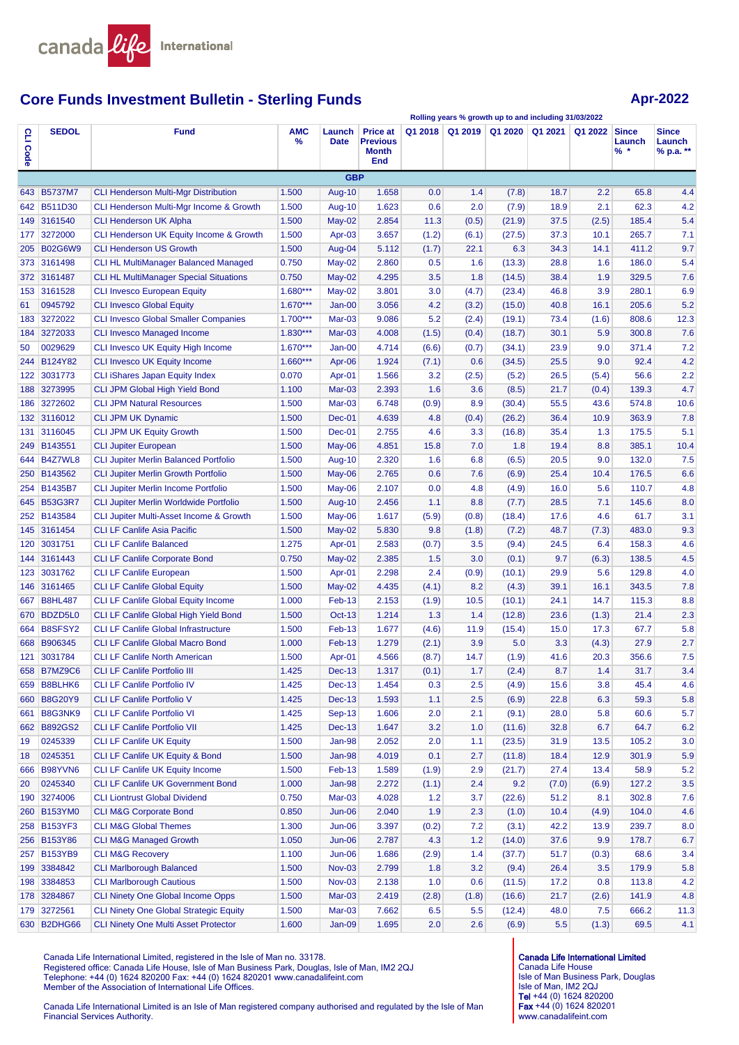# Core Funds Investment Bulletin - Sterling Funds

**Apr-2022**

| CLI Code | SEDOL | Fund | AMC % | Launch Date | Price at Previous Month End | Q1 2018 | Q1 2019 | Q1 2020 | Q1 2021 | Q1 2022 | Since Launch % * | Since Launch % p.a. ** |
|---|---|---|---|---|---|---|---|---|---|---|---|---|
| | | | | | | Rolling years % growth up to and including 31/03/2022 | | | | | | |
| | | | | | **GBP** | | | | | | | |
| 643 | B5737M7 | CLI Henderson Multi-Mgr Distribution | 1.500 | Aug-10 | 1.658 | 0.0 | 1.4 | (7.8) | 18.7 | 2.2 | 65.8 | 4.4 |
| 642 | B511D30 | CLI Henderson Multi-Mgr Income & Growth | 1.500 | Aug-10 | 1.623 | 0.6 | 2.0 | (7.9) | 18.9 | 2.1 | 62.3 | 4.2 |
| 149 | 3161540 | CLI Henderson UK Alpha | 1.500 | May-02 | 2.854 | 11.3 | (0.5) | (21.9) | 37.5 | (2.5) | 185.4 | 5.4 |
| 177 | 3272000 | CLI Henderson UK Equity Income & Growth | 1.500 | Apr-03 | 3.657 | (1.2) | (6.1) | (27.5) | 37.3 | 10.1 | 265.7 | 7.1 |
| 205 | B02G6W9 | CLI Henderson US Growth | 1.500 | Aug-04 | 5.112 | (1.7) | 22.1 | 6.3 | 34.3 | 14.1 | 411.2 | 9.7 |
| 373 | 3161498 | CLI HL MultiManager Balanced Managed | 0.750 | May-02 | 2.860 | 0.5 | 1.6 | (13.3) | 28.8 | 1.6 | 186.0 | 5.4 |
| 372 | 3161487 | CLI HL MultiManager Special Situations | 0.750 | May-02 | 4.295 | 3.5 | 1.8 | (14.5) | 38.4 | 1.9 | 329.5 | 7.6 |
| 153 | 3161528 | CLI Invesco European Equity | 1.680*** | May-02 | 3.801 | 3.0 | (4.7) | (23.4) | 46.8 | 3.9 | 280.1 | 6.9 |
| 61 | 0945792 | CLI Invesco Global Equity | 1.670*** | Jan-00 | 3.056 | 4.2 | (3.2) | (15.0) | 40.8 | 16.1 | 205.6 | 5.2 |
| 183 | 3272022 | CLI Invesco Global Smaller Companies | 1.700*** | Mar-03 | 9.086 | 5.2 | (2.4) | (19.1) | 73.4 | (1.6) | 808.6 | 12.3 |
| 184 | 3272033 | CLI Invesco Managed Income | 1.830*** | Mar-03 | 4.008 | (1.5) | (0.4) | (18.7) | 30.1 | 5.9 | 300.8 | 7.6 |
| 50 | 0029629 | CLI Invesco UK Equity High Income | 1.670*** | Jan-00 | 4.714 | (6.6) | (0.7) | (34.1) | 23.9 | 9.0 | 371.4 | 7.2 |
| 244 | B124Y82 | CLI Invesco UK Equity Income | 1.660*** | Apr-06 | 1.924 | (7.1) | 0.6 | (34.5) | 25.5 | 9.0 | 92.4 | 4.2 |
| 122 | 3031773 | CLI iShares Japan Equity Index | 0.070 | Apr-01 | 1.566 | 3.2 | (2.5) | (5.2) | 26.5 | (5.4) | 56.6 | 2.2 |
| 188 | 3273995 | CLI JPM Global High Yield Bond | 1.100 | Mar-03 | 2.393 | 1.6 | 3.6 | (8.5) | 21.7 | (0.4) | 139.3 | 4.7 |
| 186 | 3272602 | CLI JPM Natural Resources | 1.500 | Mar-03 | 6.748 | (0.9) | 8.9 | (30.4) | 55.5 | 43.6 | 574.8 | 10.6 |
| 132 | 3116012 | CLI JPM UK Dynamic | 1.500 | Dec-01 | 4.639 | 4.8 | (0.4) | (26.2) | 36.4 | 10.9 | 363.9 | 7.8 |
| 131 | 3116045 | CLI JPM UK Equity Growth | 1.500 | Dec-01 | 2.755 | 4.6 | 3.3 | (16.8) | 35.4 | 1.3 | 175.5 | 5.1 |
| 249 | B143551 | CLI Jupiter European | 1.500 | May-06 | 4.851 | 15.8 | 7.0 | 1.8 | 19.4 | 8.8 | 385.1 | 10.4 |
| 644 | B4Z7WL8 | CLI Jupiter Merlin Balanced Portfolio | 1.500 | Aug-10 | 2.320 | 1.6 | 6.8 | (6.5) | 20.5 | 9.0 | 132.0 | 7.5 |
| 250 | B143562 | CLI Jupiter Merlin Growth Portfolio | 1.500 | May-06 | 2.765 | 0.6 | 7.6 | (6.9) | 25.4 | 10.4 | 176.5 | 6.6 |
| 254 | B1435B7 | CLI Jupiter Merlin Income Portfolio | 1.500 | May-06 | 2.107 | 0.0 | 4.8 | (4.9) | 16.0 | 5.6 | 110.7 | 4.8 |
| 645 | B53G3R7 | CLI Jupiter Merlin Worldwide Portfolio | 1.500 | Aug-10 | 2.456 | 1.1 | 8.8 | (7.7) | 28.5 | 7.1 | 145.6 | 8.0 |
| 252 | B143584 | CLI Jupiter Multi-Asset Income & Growth | 1.500 | May-06 | 1.617 | (5.9) | (0.8) | (18.4) | 17.6 | 4.6 | 61.7 | 3.1 |
| 145 | 3161454 | CLI LF Canlife Asia Pacific | 1.500 | May-02 | 5.830 | 9.8 | (1.8) | (7.2) | 48.7 | (7.3) | 483.0 | 9.3 |
| 120 | 3031751 | CLI LF Canlife Balanced | 1.275 | Apr-01 | 2.583 | (0.7) | 3.5 | (9.4) | 24.5 | 6.4 | 158.3 | 4.6 |
| 144 | 3161443 | CLI LF Canlife Corporate Bond | 0.750 | May-02 | 2.385 | 1.5 | 3.0 | (0.1) | 9.7 | (6.3) | 138.5 | 4.5 |
| 123 | 3031762 | CLI LF Canlife European | 1.500 | Apr-01 | 2.298 | 2.4 | (0.9) | (10.1) | 29.9 | 5.6 | 129.8 | 4.0 |
| 146 | 3161465 | CLI LF Canlife Global Equity | 1.500 | May-02 | 4.435 | (4.1) | 8.2 | (4.3) | 39.1 | 16.1 | 343.5 | 7.8 |
| 667 | B8HL487 | CLI LF Canlife Global Equity Income | 1.000 | Feb-13 | 2.153 | (1.9) | 10.5 | (10.1) | 24.1 | 14.7 | 115.3 | 8.8 |
| 670 | BDZD5L0 | CLI LF Canlife Global High Yield Bond | 1.500 | Oct-13 | 1.214 | 1.3 | 1.4 | (12.8) | 23.6 | (1.3) | 21.4 | 2.3 |
| 664 | B8SFSY2 | CLI LF Canlife Global Infrastructure | 1.500 | Feb-13 | 1.677 | (4.6) | 11.9 | (15.4) | 15.0 | 17.3 | 67.7 | 5.8 |
| 668 | B906345 | CLI LF Canlife Global Macro Bond | 1.000 | Feb-13 | 1.279 | (2.1) | 3.9 | 5.0 | 3.3 | (4.3) | 27.9 | 2.7 |
| 121 | 3031784 | CLI LF Canlife North American | 1.500 | Apr-01 | 4.566 | (8.7) | 14.7 | (1.9) | 41.6 | 20.3 | 356.6 | 7.5 |
| 658 | B7MZ9C6 | CLI LF Canlife Portfolio III | 1.425 | Dec-13 | 1.317 | (0.1) | 1.7 | (2.4) | 8.7 | 1.4 | 31.7 | 3.4 |
| 659 | B8BLHK6 | CLI LF Canlife Portfolio IV | 1.425 | Dec-13 | 1.454 | 0.3 | 2.5 | (4.9) | 15.6 | 3.8 | 45.4 | 4.6 |
| 660 | B8G20Y9 | CLI LF Canlife Portfolio V | 1.425 | Dec-13 | 1.593 | 1.1 | 2.5 | (6.9) | 22.8 | 6.3 | 59.3 | 5.8 |
| 661 | B8G3NK9 | CLI LF Canlife Portfolio VI | 1.425 | Sep-13 | 1.606 | 2.0 | 2.1 | (9.1) | 28.0 | 5.8 | 60.6 | 5.7 |
| 662 | B892GS2 | CLI LF Canlife Portfolio VII | 1.425 | Dec-13 | 1.647 | 3.2 | 1.0 | (11.6) | 32.8 | 6.7 | 64.7 | 6.2 |
| 19 | 0245339 | CLI LF Canlife UK Equity | 1.500 | Jan-98 | 2.052 | 2.0 | 1.1 | (23.5) | 31.9 | 13.5 | 105.2 | 3.0 |
| 18 | 0245351 | CLI LF Canlife UK Equity & Bond | 1.500 | Jan-98 | 4.019 | 0.1 | 2.7 | (11.8) | 18.4 | 12.9 | 301.9 | 5.9 |
| 666 | B98YVN6 | CLI LF Canlife UK Equity Income | 1.500 | Feb-13 | 1.589 | (1.9) | 2.9 | (21.7) | 27.4 | 13.4 | 58.9 | 5.2 |
| 20 | 0245340 | CLI LF Canlife UK Government Bond | 1.000 | Jan-98 | 2.272 | (1.1) | 2.4 | 9.2 | (7.0) | (6.9) | 127.2 | 3.5 |
| 190 | 3274006 | CLI Liontrust Global Dividend | 0.750 | Mar-03 | 4.028 | 1.2 | 3.7 | (22.6) | 51.2 | 8.1 | 302.8 | 7.6 |
| 260 | B153YM0 | CLI M&G Corporate Bond | 0.850 | Jun-06 | 2.040 | 1.9 | 2.3 | (1.0) | 10.4 | (4.9) | 104.0 | 4.6 |
| 258 | B153YF3 | CLI M&G Global Themes | 1.300 | Jun-06 | 3.397 | (0.2) | 7.2 | (3.1) | 42.2 | 13.9 | 239.7 | 8.0 |
| 256 | B153Y86 | CLI M&G Managed Growth | 1.050 | Jun-06 | 2.787 | 4.3 | 1.2 | (14.0) | 37.6 | 9.9 | 178.7 | 6.7 |
| 257 | B153YB9 | CLI M&G Recovery | 1.100 | Jun-06 | 1.686 | (2.9) | 1.4 | (37.7) | 51.7 | (0.3) | 68.6 | 3.4 |
| 199 | 3384842 | CLI Marlborough Balanced | 1.500 | Nov-03 | 2.799 | 1.8 | 3.2 | (9.4) | 26.4 | 3.5 | 179.9 | 5.8 |
| 198 | 3384853 | CLI Marlborough Cautious | 1.500 | Nov-03 | 2.138 | 1.0 | 0.6 | (11.5) | 17.2 | 0.8 | 113.8 | 4.2 |
| 178 | 3284867 | CLI Ninety One Global Income Opps | 1.500 | Mar-03 | 2.419 | (2.8) | (1.8) | (16.6) | 21.7 | (2.6) | 141.9 | 4.8 |
| 179 | 3272561 | CLI Ninety One Global Strategic Equity | 1.500 | Mar-03 | 7.662 | 6.5 | 5.5 | (12.4) | 48.0 | 7.5 | 666.2 | 11.3 |
| 630 | B2DHG66 | CLI Ninety One Multi Asset Protector | 1.600 | Jan-09 | 1.695 | 2.0 | 2.6 | (6.9) | 5.5 | (1.3) | 69.5 | 4.1 |

Canada Life International Limited, registered in the Isle of Man no. 33178.
Registered office: Canada Life House, Isle of Man Business Park, Douglas, Isle of Man, IM2 2QJ
Telephone: +44 (0) 1624 820200 Fax: +44 (0) 1624 820201 www.canadalifeint.com
Member of the Association of International Life Offices.

Canada Life International Limited is an Isle of Man registered company authorised and regulated by the Isle of Man Financial Services Authority.

**Canada Life International Limited**
Canada Life House
Isle of Man Business Park, Douglas
Isle of Man, IM2 2QJ
**Tel** +44 (0) 1624 820200
**Fax** +44 (0) 1624 820201
www.canadalifeint.com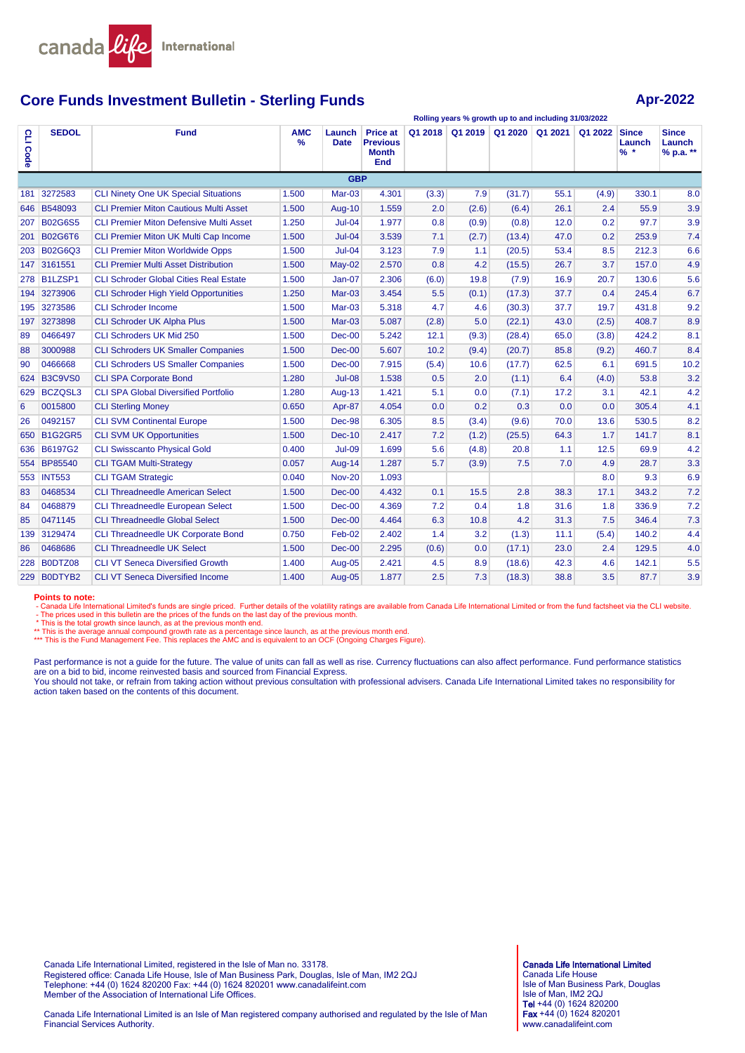# Core Funds Investment Bulletin - Sterling Funds

**Apr-2022**

| CLI Code | SEDOL | Fund | AMC % | Launch Date | Price at Previous Month End | Q1 2018 | Q1 2019 | Q1 2020 | Q1 2021 | Q1 2022 | Since Launch % * | Since Launch % p.a. ** |
|---|---|---|---|---|---|---|---|---|---|---|---|---|
| | | | | | | Rolling years % growth up to and including 31/03/2022 | | | | | | |
| **GBP** | | | | | | | | | | | | |
| 181 | 3272583 | CLI Ninety One UK Special Situations | 1.500 | Mar-03 | 4.301 | (3.3) | 7.9 | (31.7) | 55.1 | (4.9) | 330.1 | 8.0 |
| 646 | B548093 | CLI Premier Miton Cautious Multi Asset | 1.500 | Aug-10 | 1.559 | 2.0 | (2.6) | (6.4) | 26.1 | 2.4 | 55.9 | 3.9 |
| 207 | B02G6S5 | CLI Premier Miton Defensive Multi Asset | 1.250 | Jul-04 | 1.977 | 0.8 | (0.9) | (0.8) | 12.0 | 0.2 | 97.7 | 3.9 |
| 201 | B02G6T6 | CLI Premier Miton UK Multi Cap Income | 1.500 | Jul-04 | 3.539 | 7.1 | (2.7) | (13.4) | 47.0 | 0.2 | 253.9 | 7.4 |
| 203 | B02G6Q3 | CLI Premier Miton Worldwide Opps | 1.500 | Jul-04 | 3.123 | 7.9 | 1.1 | (20.5) | 53.4 | 8.5 | 212.3 | 6.6 |
| 147 | 3161551 | CLI Premier Multi Asset Distribution | 1.500 | May-02 | 2.570 | 0.8 | 4.2 | (15.5) | 26.7 | 3.7 | 157.0 | 4.9 |
| 278 | B1LZSP1 | CLI Schroder Global Cities Real Estate | 1.500 | Jan-07 | 2.306 | (6.0) | 19.8 | (7.9) | 16.9 | 20.7 | 130.6 | 5.6 |
| 194 | 3273906 | CLI Schroder High Yield Opportunities | 1.250 | Mar-03 | 3.454 | 5.5 | (0.1) | (17.3) | 37.7 | 0.4 | 245.4 | 6.7 |
| 195 | 3273586 | CLI Schroder Income | 1.500 | Mar-03 | 5.318 | 4.7 | 4.6 | (30.3) | 37.7 | 19.7 | 431.8 | 9.2 |
| 197 | 3273898 | CLI Schroder UK Alpha Plus | 1.500 | Mar-03 | 5.087 | (2.8) | 5.0 | (22.1) | 43.0 | (2.5) | 408.7 | 8.9 |
| 89 | 0466497 | CLI Schroders UK Mid 250 | 1.500 | Dec-00 | 5.242 | 12.1 | (9.3) | (28.4) | 65.0 | (3.8) | 424.2 | 8.1 |
| 88 | 3000988 | CLI Schroders UK Smaller Companies | 1.500 | Dec-00 | 5.607 | 10.2 | (9.4) | (20.7) | 85.8 | (9.2) | 460.7 | 8.4 |
| 90 | 0466668 | CLI Schroders US Smaller Companies | 1.500 | Dec-00 | 7.915 | (5.4) | 10.6 | (17.7) | 62.5 | 6.1 | 691.5 | 10.2 |
| 624 | B3C9VS0 | CLI SPA Corporate Bond | 1.280 | Jul-08 | 1.538 | 0.5 | 2.0 | (1.1) | 6.4 | (4.0) | 53.8 | 3.2 |
| 629 | BCZQSL3 | CLI SPA Global Diversified Portfolio | 1.280 | Aug-13 | 1.421 | 5.1 | 0.0 | (7.1) | 17.2 | 3.1 | 42.1 | 4.2 |
| 6 | 0015800 | CLI Sterling Money | 0.650 | Apr-87 | 4.054 | 0.0 | 0.2 | 0.3 | 0.0 | 0.0 | 305.4 | 4.1 |
| 26 | 0492157 | CLI SVM Continental Europe | 1.500 | Dec-98 | 6.305 | 8.5 | (3.4) | (9.6) | 70.0 | 13.6 | 530.5 | 8.2 |
| 650 | B1G2GR5 | CLI SVM UK Opportunities | 1.500 | Dec-10 | 2.417 | 7.2 | (1.2) | (25.5) | 64.3 | 1.7 | 141.7 | 8.1 |
| 636 | B6197G2 | CLI Swisscanto Physical Gold | 0.400 | Jul-09 | 1.699 | 5.6 | (4.8) | 20.8 | 1.1 | 12.5 | 69.9 | 4.2 |
| 554 | BP85540 | CLI TGAM Multi-Strategy | 0.057 | Aug-14 | 1.287 | 5.7 | (3.9) | 7.5 | 7.0 | 4.9 | 28.7 | 3.3 |
| 553 | INT553 | CLI TGAM Strategic | 0.040 | Nov-20 | 1.093 | | | | | 8.0 | 9.3 | 6.9 |
| 83 | 0468534 | CLI Threadneedle American Select | 1.500 | Dec-00 | 4.432 | 0.1 | 15.5 | 2.8 | 38.3 | 17.1 | 343.2 | 7.2 |
| 84 | 0468879 | CLI Threadneedle European Select | 1.500 | Dec-00 | 4.369 | 7.2 | 0.4 | 1.8 | 31.6 | 1.8 | 336.9 | 7.2 |
| 85 | 0471145 | CLI Threadneedle Global Select | 1.500 | Dec-00 | 4.464 | 6.3 | 10.8 | 4.2 | 31.3 | 7.5 | 346.4 | 7.3 |
| 139 | 3129474 | CLI Threadneedle UK Corporate Bond | 0.750 | Feb-02 | 2.402 | 1.4 | 3.2 | (1.3) | 11.1 | (5.4) | 140.2 | 4.4 |
| 86 | 0468686 | CLI Threadneedle UK Select | 1.500 | Dec-00 | 2.295 | (0.6) | 0.0 | (17.1) | 23.0 | 2.4 | 129.5 | 4.0 |
| 228 | B0DTZ08 | CLI VT Seneca Diversified Growth | 1.400 | Aug-05 | 2.421 | 4.5 | 8.9 | (18.6) | 42.3 | 4.6 | 142.1 | 5.5 |
| 229 | B0DTYB2 | CLI VT Seneca Diversified Income | 1.400 | Aug-05 | 1.877 | 2.5 | 7.3 | (18.3) | 38.8 | 3.5 | 87.7 | 3.9 |

**Points to note:**

- Canada Life International Limited's funds are single priced. Further details of the volatility ratings are available from Canada Life International Limited or from the fund factsheet via the CLI website.
- The prices used in this bulletin are the prices of the funds on the last day of the previous month.

\* This is the total growth since launch, as at the previous month end.

** This is the average annual compound growth rate as a percentage since launch, as at the previous month end.

*** This is the Fund Management Fee. This replaces the AMC and is equivalent to an OCF (Ongoing Charges Figure).

Past performance is not a guide for the future. The value of units can fall as well as rise. Currency fluctuations can also affect performance. Fund performance statistics are on a bid to bid, income reinvested basis and sourced from Financial Express.

You should not take, or refrain from taking action without previous consultation with professional advisers. Canada Life International Limited takes no responsibility for action taken based on the contents of this document.

Canada Life International Limited, registered in the Isle of Man no. 33178.
Registered office: Canada Life House, Isle of Man Business Park, Douglas, Isle of Man, IM2 2QJ
Telephone: +44 (0) 1624 820200 Fax: +44 (0) 1624 820201 www.canadalifeint.com
Member of the Association of International Life Offices.

Canada Life International Limited is an Isle of Man registered company authorised and regulated by the Isle of Man Financial Services Authority.

**Canada Life International Limited**
Canada Life House
Isle of Man Business Park, Douglas
Isle of Man, IM2 2QJ
**Tel** +44 (0) 1624 820200
**Fax** +44 (0) 1624 820201
www.canadalifeint.com